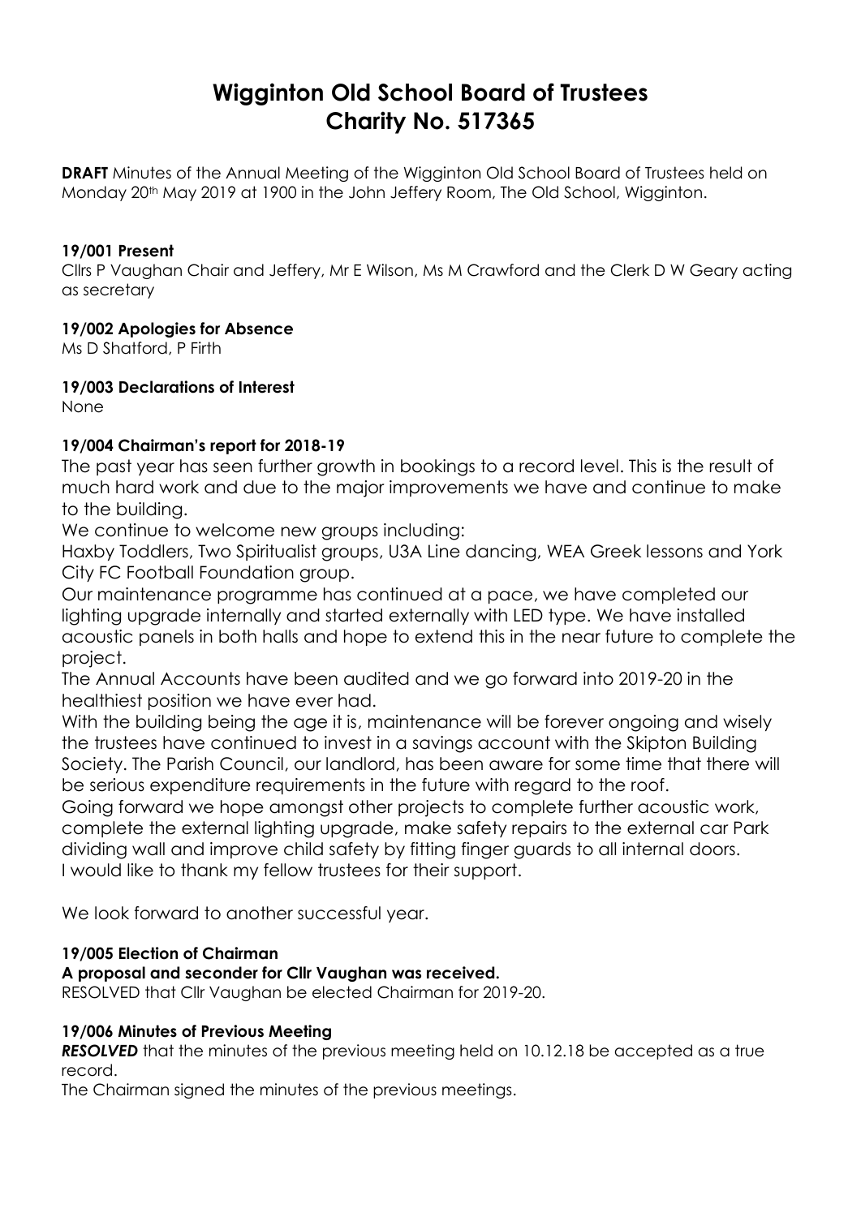# Wigginton Old School Board of Trustees
# Charity No. 517365

**DRAFT** Minutes of the Annual Meeting of the Wigginton Old School Board of Trustees held on Monday 20th May 2019 at 1900 in the John Jeffery Room, The Old School, Wigginton.

### 19/001 Present

Cllrs P Vaughan Chair and Jeffery, Mr E Wilson, Ms M Crawford and the Clerk D W Geary acting as secretary

### 19/002 Apologies for Absence

Ms D Shatford, P Firth

### 19/003 Declarations of Interest

None

### 19/004 Chairman's report for 2018-19

The past year has seen further growth in bookings to a record level. This is the result of much hard work and due to the major improvements we have and continue to make to the building.

We continue to welcome new groups including:

Haxby Toddlers, Two Spiritualist groups, U3A Line dancing, WEA Greek lessons and York City FC Football Foundation group.

Our maintenance programme has continued at a pace, we have completed our lighting upgrade internally and started externally with LED type. We have installed acoustic panels in both halls and hope to extend this in the near future to complete the project.

The Annual Accounts have been audited and we go forward into 2019-20 in the healthiest position we have ever had.

With the building being the age it is, maintenance will be forever ongoing and wisely the trustees have continued to invest in a savings account with the Skipton Building Society. The Parish Council, our landlord, has been aware for some time that there will be serious expenditure requirements in the future with regard to the roof.

Going forward we hope amongst other projects to complete further acoustic work, complete the external lighting upgrade, make safety repairs to the external car Park dividing wall and improve child safety by fitting finger guards to all internal doors.

I would like to thank my fellow trustees for their support.

We look forward to another successful year.

### 19/005 Election of Chairman

**A proposal and seconder for Cllr Vaughan was received.**

RESOLVED that Cllr Vaughan be elected Chairman for 2019-20.

### 19/006 Minutes of Previous Meeting

***RESOLVED*** that the minutes of the previous meeting held on 10.12.18 be accepted as a true record.

The Chairman signed the minutes of the previous meetings.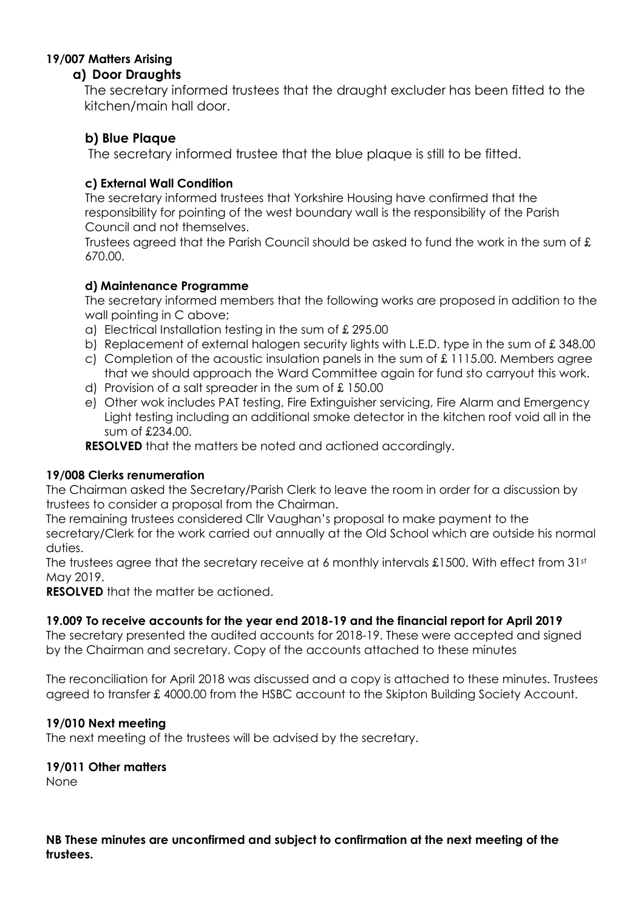**19/007 Matters Arising**

**a) Door Draughts**

The secretary informed trustees that the draught excluder has been fitted to the kitchen/main hall door.

**b) Blue Plaque**

The secretary informed trustee that the blue plaque is still to be fitted.

**c) External Wall Condition**

The secretary informed trustees that Yorkshire Housing have confirmed that the responsibility for pointing of the west boundary wall is the responsibility of the Parish Council and not themselves.

Trustees agreed that the Parish Council should be asked to fund the work in the sum of £ 670.00.

**d) Maintenance Programme**

The secretary informed members that the following works are proposed in addition to the wall pointing in C above;

a) Electrical Installation testing in the sum of £ 295.00
b) Replacement of external halogen security lights with L.E.D. type in the sum of £ 348.00
c) Completion of the acoustic insulation panels in the sum of £ 1115.00. Members agree that we should approach the Ward Committee again for fund sto carryout this work.
d) Provision of a salt spreader in the sum of £ 150.00
e) Other wok includes PAT testing, Fire Extinguisher servicing, Fire Alarm and Emergency Light testing including an additional smoke detector in the kitchen roof void all in the sum of £234.00.

**RESOLVED** that the matters be noted and actioned accordingly.

**19/008 Clerks renumeration**

The Chairman asked the Secretary/Parish Clerk to leave the room in order for a discussion by trustees to consider a proposal from the Chairman.

The remaining trustees considered Cllr Vaughan's proposal to make payment to the secretary/Clerk for the work carried out annually at the Old School which are outside his normal duties.

The trustees agree that the secretary receive at 6 monthly intervals £1500. With effect from 31st May 2019.

**RESOLVED** that the matter be actioned.

**19.009 To receive accounts for the year end 2018-19 and the financial report for April 2019**

The secretary presented the audited accounts for 2018-19. These were accepted and signed by the Chairman and secretary. Copy of the accounts attached to these minutes

The reconciliation for April 2018 was discussed and a copy is attached to these minutes. Trustees agreed to transfer £ 4000.00 from the HSBC account to the Skipton Building Society Account.

**19/010 Next meeting**

The next meeting of the trustees will be advised by the secretary.

**19/011 Other matters**

None

**NB These minutes are unconfirmed and subject to confirmation at the next meeting of the trustees.**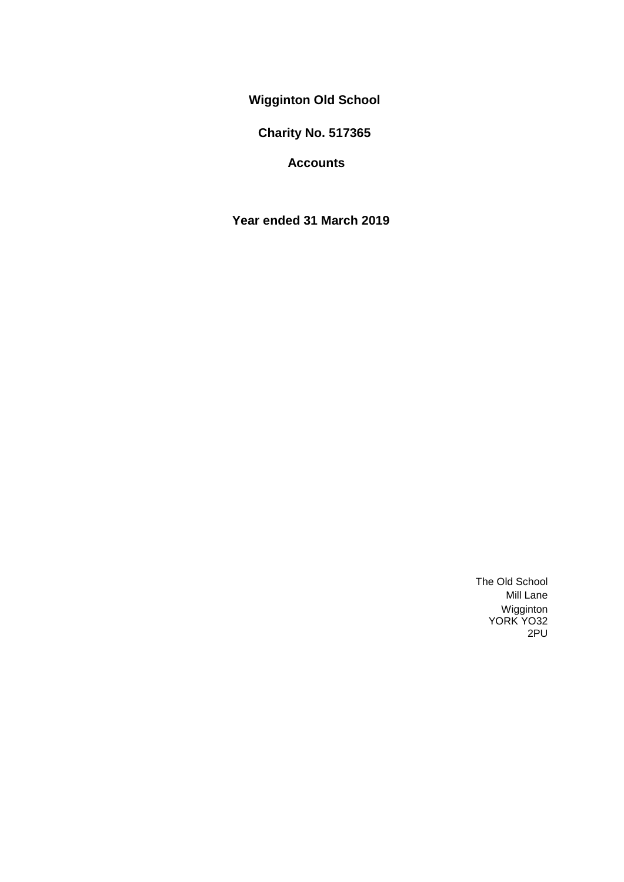# Wigginton Old School

## Charity No. 517365

## Accounts

## Year ended 31 March 2019

The Old School
Mill Lane
Wigginton
YORK YO32
2PU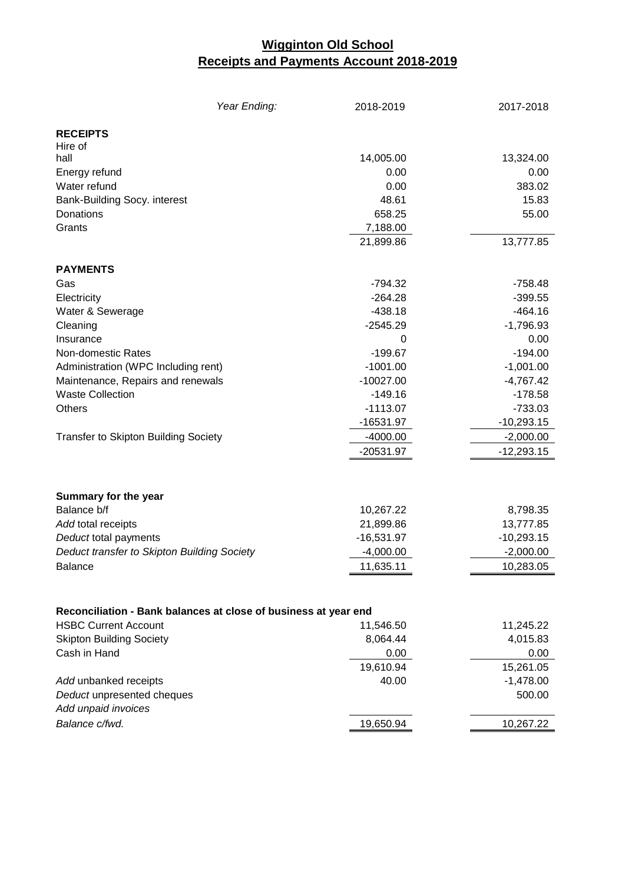# Wigginton Old School
## Receipts and Payments Account 2018-2019

| *Year Ending:* | 2018-2019 | 2017-2018 |
|---|---|---|
| **RECEIPTS** | | |
| Hire of hall | 14,005.00 | 13,324.00 |
| Energy refund | 0.00 | 0.00 |
| Water refund | 0.00 | 383.02 |
| Bank-Building Socy. interest | 48.61 | 15.83 |
| Donations | 658.25 | 55.00 |
| Grants | 7,188.00 | |
| | 21,899.86 | 13,777.85 |
| **PAYMENTS** | | |
| Gas | -794.32 | -758.48 |
| Electricity | -264.28 | -399.55 |
| Water & Sewerage | -438.18 | -464.16 |
| Cleaning | -2545.29 | -1,796.93 |
| Insurance | 0 | 0.00 |
| Non-domestic Rates | -199.67 | -194.00 |
| Administration (WPC Including rent) | -1001.00 | -1,001.00 |
| Maintenance, Repairs and renewals | -10027.00 | -4,767.42 |
| Waste Collection | -149.16 | -178.58 |
| Others | -1113.07 | -733.03 |
| | -16531.97 | -10,293.15 |
| Transfer to Skipton Building Society | -4000.00 | -2,000.00 |
| | -20531.97 | -12,293.15 |
| **Summary for the year** | | |
| Balance b/f | 10,267.22 | 8,798.35 |
| *Add* total receipts | 21,899.86 | 13,777.85 |
| *Deduct* total payments | -16,531.97 | -10,293.15 |
| *Deduct transfer to Skipton Building Society* | -4,000.00 | -2,000.00 |
| Balance | 11,635.11 | 10,283.05 |
| **Reconciliation - Bank balances at close of business at year end** | | |
| HSBC Current Account | 11,546.50 | 11,245.22 |
| Skipton Building Society | 8,064.44 | 4,015.83 |
| Cash in Hand | 0.00 | 0.00 |
| | 19,610.94 | 15,261.05 |
| *Add* unbanked receipts | 40.00 | -1,478.00 |
| *Deduct* unpresented cheques | | 500.00 |
| *Add unpaid invoices* | | |
| *Balance c/fwd.* | 19,650.94 | 10,267.22 |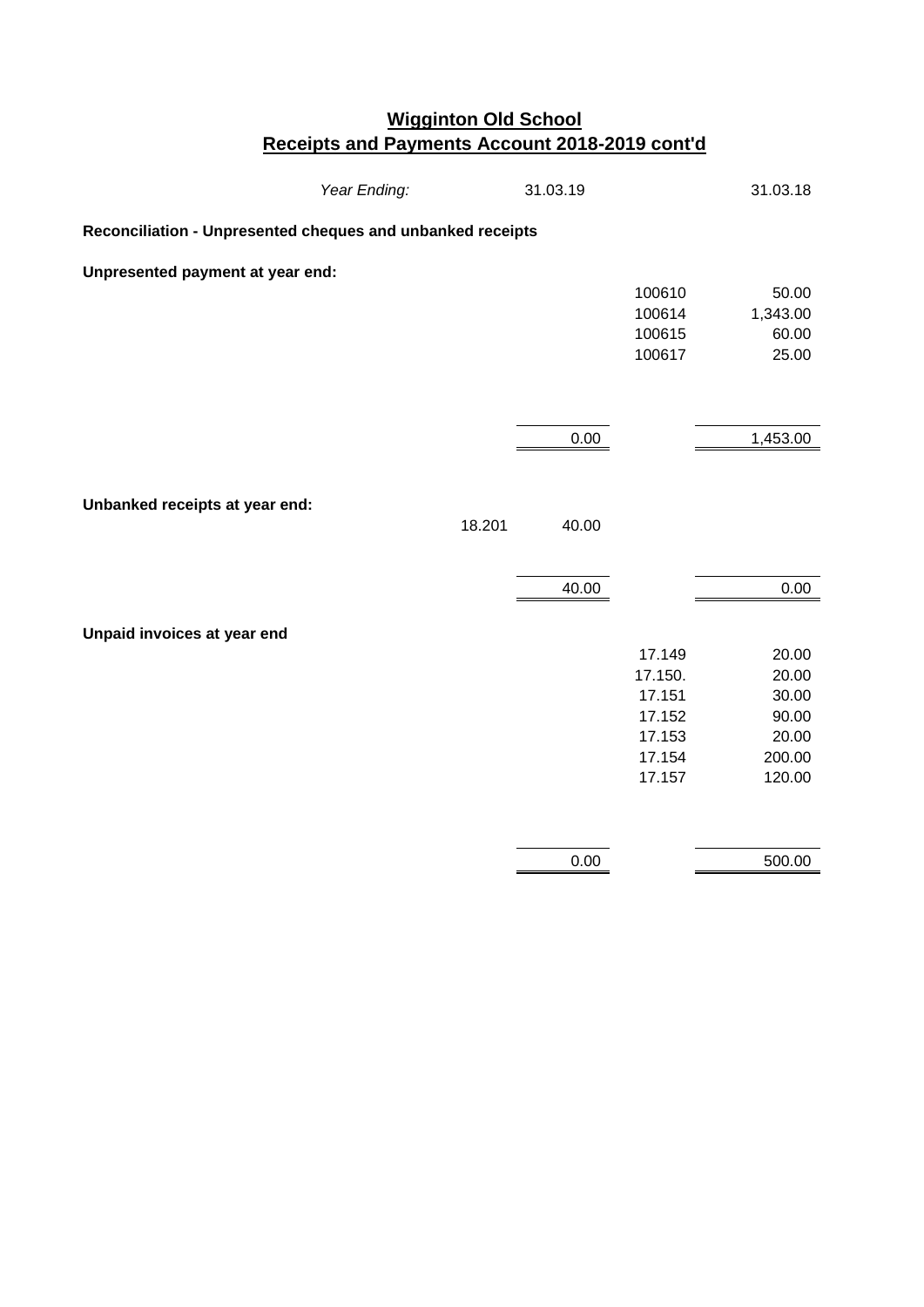# Wigginton Old School

## Receipts and Payments Account 2018-2019 cont'd

| *Year Ending:* | | 31.03.19 | | 31.03.18 |
|---|---|---|---|---|
| **Reconciliation - Unpresented cheques and unbanked receipts** | | | | |
| **Unpresented payment at year end:** | | | | |
| | | | 100610 | 50.00 |
| | | | 100614 | 1,343.00 |
| | | | 100615 | 60.00 |
| | | | 100617 | 25.00 |
| | | 0.00 | | 1,453.00 |
| **Unbanked receipts at year end:** | | | | |
| | 18.201 | 40.00 | | |
| | | 40.00 | | 0.00 |
| **Unpaid invoices at year end** | | | | |
| | | | 17.149 | 20.00 |
| | | | 17.150. | 20.00 |
| | | | 17.151 | 30.00 |
| | | | 17.152 | 90.00 |
| | | | 17.153 | 20.00 |
| | | | 17.154 | 200.00 |
| | | | 17.157 | 120.00 |
| | | 0.00 | | 500.00 |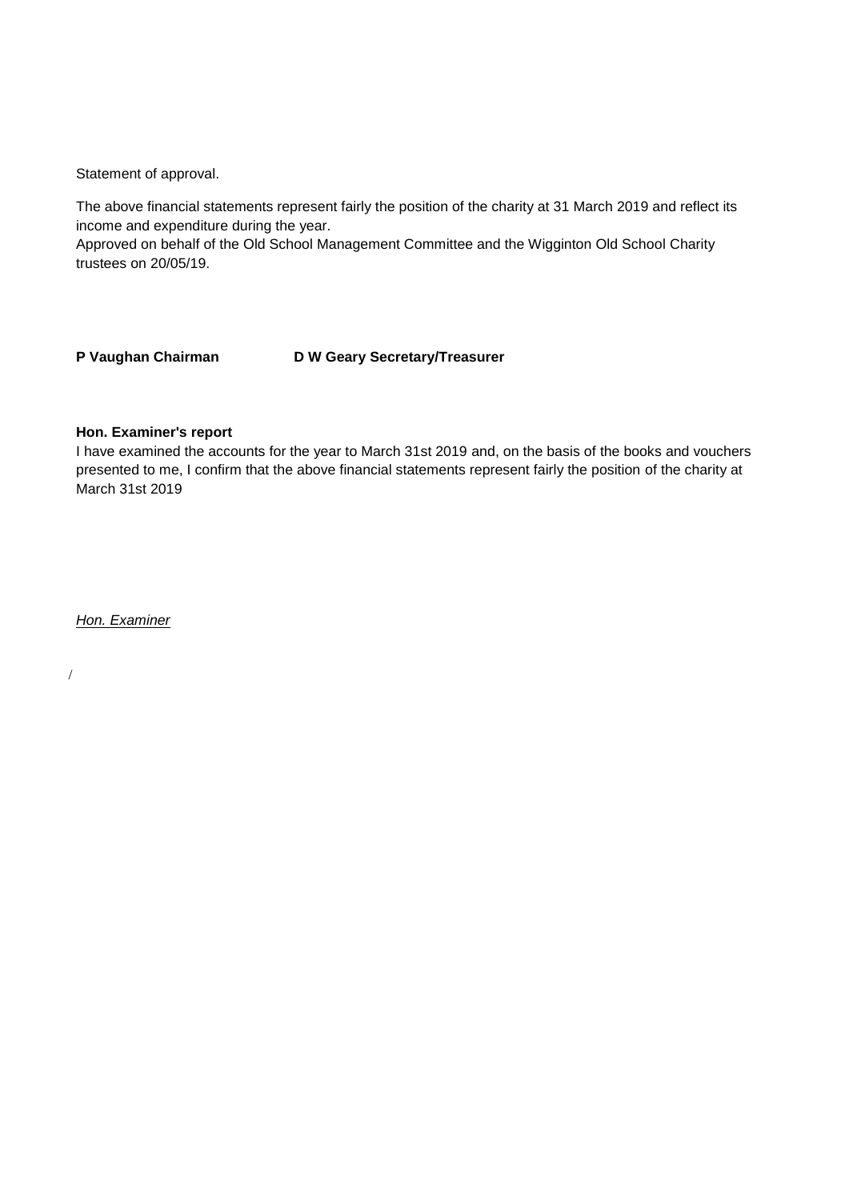Statement of approval.

The above financial statements represent fairly the position of the charity at 31 March 2019 and reflect its income and expenditure during the year.
Approved on behalf of the Old School Management Committee and the Wigginton Old School Charity trustees on 20/05/19.

**P Vaughan Chairman** **D W Geary Secretary/Treasurer**

**Hon. Examiner's report**
I have examined the accounts for the year to March 31st 2019 and, on the basis of the books and vouchers presented to me, I confirm that the above financial statements represent fairly the position of the charity at March 31st 2019

*Hon. Examiner*

/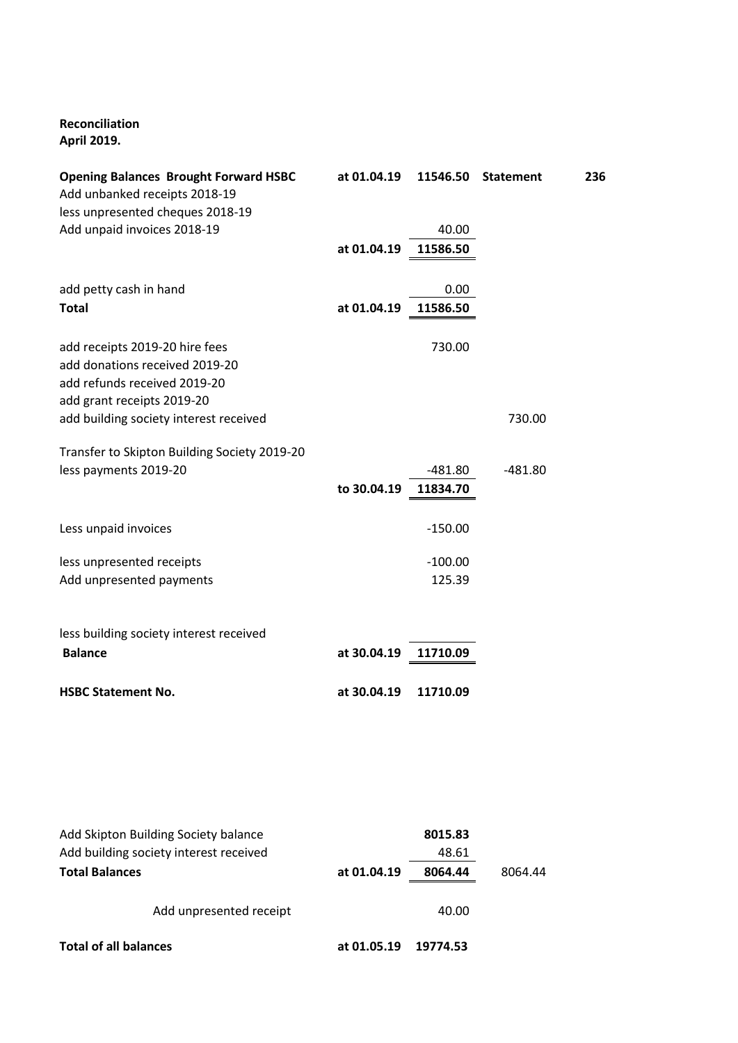**Reconciliation**
**April 2019.**

| | | | | |
|---|---|---|---|---|
| **Opening Balances Brought Forward HSBC** | **at 01.04.19** | **11546.50** | **Statement** | **236** |
| Add unbanked receipts 2018-19 | | | | |
| less unpresented cheques 2018-19 | | | | |
| Add unpaid invoices 2018-19 | | 40.00 | | |
| | **at 01.04.19** | **11586.50** | | |
| add petty cash in hand | | 0.00 | | |
| **Total** | **at 01.04.19** | **11586.50** | | |
| add receipts 2019-20 hire fees | | 730.00 | | |
| add donations received 2019-20 | | | | |
| add refunds received 2019-20 | | | | |
| add grant receipts 2019-20 | | | | |
| add building society interest received | | | 730.00 | |
| Transfer to Skipton Building Society 2019-20 | | | | |
| less payments 2019-20 | | -481.80 | -481.80 | |
| | **to 30.04.19** | **11834.70** | | |
| Less unpaid invoices | | -150.00 | | |
| less unpresented receipts | | -100.00 | | |
| Add unpresented payments | | 125.39 | | |
| less building society interest received | | | | |
| **Balance** | **at 30.04.19** | **11710.09** | | |
| **HSBC Statement No.** | **at 30.04.19** | **11710.09** | | |

| | | | |
|---|---|---|---|
| Add Skipton Building Society balance | | **8015.83** | |
| Add building society interest received | | 48.61 | |
| **Total Balances** | **at 01.04.19** | **8064.44** | 8064.44 |
| Add unpresented receipt | | 40.00 | |
| **Total of all balances** | **at 01.05.19** | **19774.53** | |